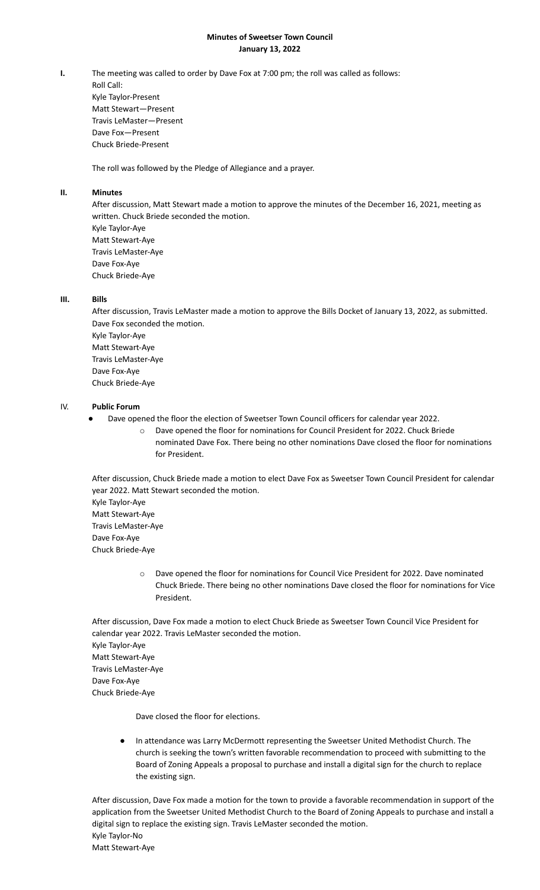# Minutes of Sweetser Town Council
## January 13, 2022

**I.** The meeting was called to order by Dave Fox at 7:00 pm; the roll was called as follows:

Roll Call:
Kyle Taylor-Present
Matt Stewart—Present
Travis LeMaster—Present
Dave Fox—Present
Chuck Briede-Present

The roll was followed by the Pledge of Allegiance and a prayer.

**II. Minutes**

After discussion, Matt Stewart made a motion to approve the minutes of the December 16, 2021, meeting as written. Chuck Briede seconded the motion.
Kyle Taylor-Aye
Matt Stewart-Aye
Travis LeMaster-Aye
Dave Fox-Aye
Chuck Briede-Aye

**III. Bills**

After discussion, Travis LeMaster made a motion to approve the Bills Docket of January 13, 2022, as submitted. Dave Fox seconded the motion.
Kyle Taylor-Aye
Matt Stewart-Aye
Travis LeMaster-Aye
Dave Fox-Aye
Chuck Briede-Aye

IV. **Public Forum**

- Dave opened the floor the election of Sweetser Town Council officers for calendar year 2022.
  - Dave opened the floor for nominations for Council President for 2022. Chuck Briede nominated Dave Fox. There being no other nominations Dave closed the floor for nominations for President.

After discussion, Chuck Briede made a motion to elect Dave Fox as Sweetser Town Council President for calendar year 2022. Matt Stewart seconded the motion.
Kyle Taylor-Aye
Matt Stewart-Aye
Travis LeMaster-Aye
Dave Fox-Aye
Chuck Briede-Aye

  - Dave opened the floor for nominations for Council Vice President for 2022. Dave nominated Chuck Briede. There being no other nominations Dave closed the floor for nominations for Vice President.

After discussion, Dave Fox made a motion to elect Chuck Briede as Sweetser Town Council Vice President for calendar year 2022. Travis LeMaster seconded the motion.
Kyle Taylor-Aye
Matt Stewart-Aye
Travis LeMaster-Aye
Dave Fox-Aye
Chuck Briede-Aye

Dave closed the floor for elections.

- In attendance was Larry McDermott representing the Sweetser United Methodist Church. The church is seeking the town's written favorable recommendation to proceed with submitting to the Board of Zoning Appeals a proposal to purchase and install a digital sign for the church to replace the existing sign.

After discussion, Dave Fox made a motion for the town to provide a favorable recommendation in support of the application from the Sweetser United Methodist Church to the Board of Zoning Appeals to purchase and install a digital sign to replace the existing sign. Travis LeMaster seconded the motion.
Kyle Taylor-No
Matt Stewart-Aye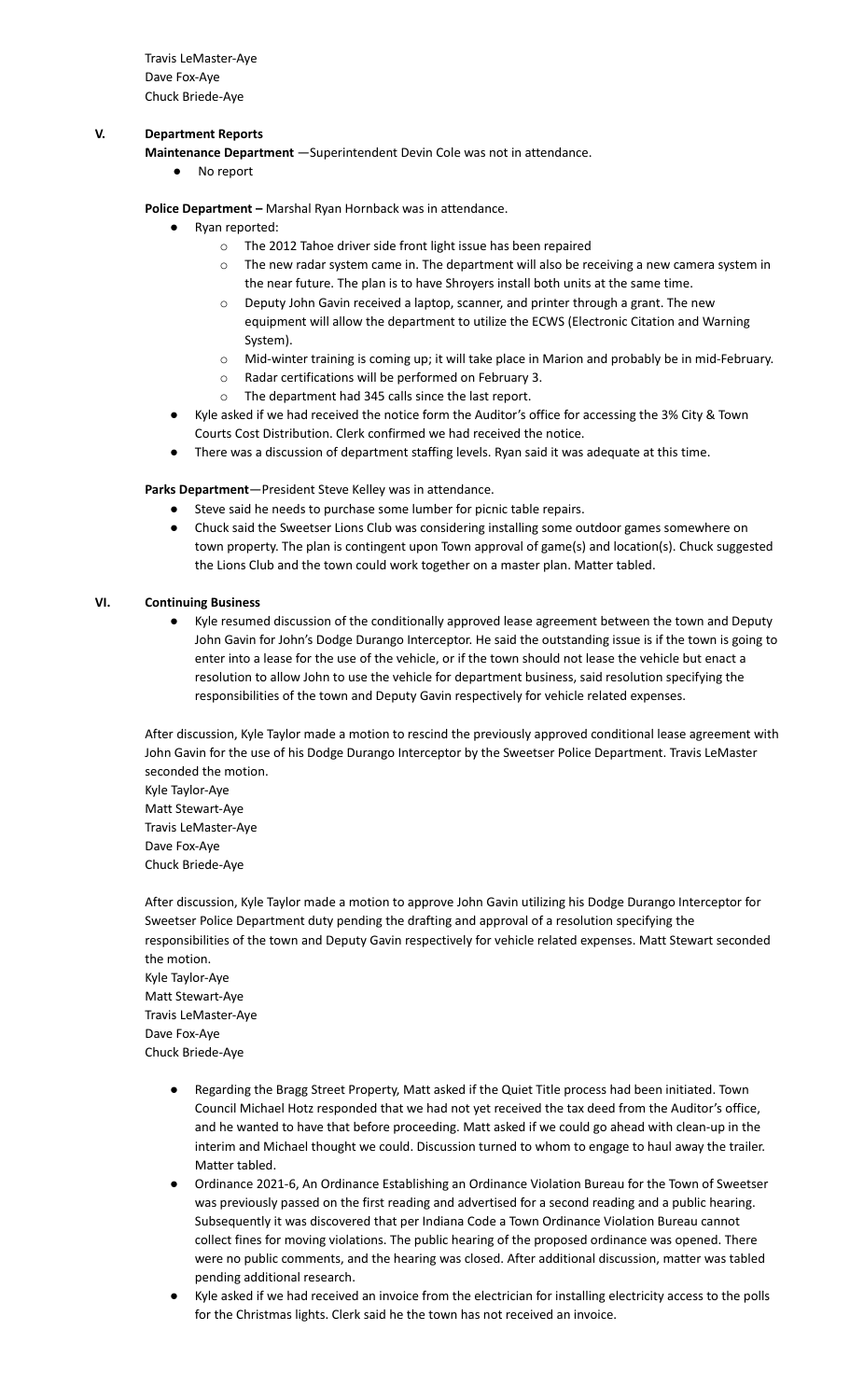Travis LeMaster-Aye
Dave Fox-Aye
Chuck Briede-Aye

## V. Department Reports

**Maintenance Department** —Superintendent Devin Cole was not in attendance.

- No report

**Police Department –** Marshal Ryan Hornback was in attendance.

- Ryan reported:
  - The 2012 Tahoe driver side front light issue has been repaired
  - The new radar system came in. The department will also be receiving a new camera system in the near future. The plan is to have Shroyers install both units at the same time.
  - Deputy John Gavin received a laptop, scanner, and printer through a grant. The new equipment will allow the department to utilize the ECWS (Electronic Citation and Warning System).
  - Mid-winter training is coming up; it will take place in Marion and probably be in mid-February.
  - Radar certifications will be performed on February 3.
  - The department had 345 calls since the last report.
- Kyle asked if we had received the notice form the Auditor's office for accessing the 3% City & Town Courts Cost Distribution. Clerk confirmed we had received the notice.
- There was a discussion of department staffing levels. Ryan said it was adequate at this time.

**Parks Department**—President Steve Kelley was in attendance.

- Steve said he needs to purchase some lumber for picnic table repairs.
- Chuck said the Sweetser Lions Club was considering installing some outdoor games somewhere on town property. The plan is contingent upon Town approval of game(s) and location(s). Chuck suggested the Lions Club and the town could work together on a master plan. Matter tabled.

## VI. Continuing Business

- Kyle resumed discussion of the conditionally approved lease agreement between the town and Deputy John Gavin for John's Dodge Durango Interceptor. He said the outstanding issue is if the town is going to enter into a lease for the use of the vehicle, or if the town should not lease the vehicle but enact a resolution to allow John to use the vehicle for department business, said resolution specifying the responsibilities of the town and Deputy Gavin respectively for vehicle related expenses.

After discussion, Kyle Taylor made a motion to rescind the previously approved conditional lease agreement with John Gavin for the use of his Dodge Durango Interceptor by the Sweetser Police Department. Travis LeMaster seconded the motion.
Kyle Taylor-Aye
Matt Stewart-Aye
Travis LeMaster-Aye
Dave Fox-Aye
Chuck Briede-Aye

After discussion, Kyle Taylor made a motion to approve John Gavin utilizing his Dodge Durango Interceptor for Sweetser Police Department duty pending the drafting and approval of a resolution specifying the responsibilities of the town and Deputy Gavin respectively for vehicle related expenses. Matt Stewart seconded the motion.
Kyle Taylor-Aye
Matt Stewart-Aye
Travis LeMaster-Aye
Dave Fox-Aye
Chuck Briede-Aye

- Regarding the Bragg Street Property, Matt asked if the Quiet Title process had been initiated. Town Council Michael Hotz responded that we had not yet received the tax deed from the Auditor's office, and he wanted to have that before proceeding. Matt asked if we could go ahead with clean-up in the interim and Michael thought we could. Discussion turned to whom to engage to haul away the trailer. Matter tabled.
- Ordinance 2021-6, An Ordinance Establishing an Ordinance Violation Bureau for the Town of Sweetser was previously passed on the first reading and advertised for a second reading and a public hearing. Subsequently it was discovered that per Indiana Code a Town Ordinance Violation Bureau cannot collect fines for moving violations. The public hearing of the proposed ordinance was opened. There were no public comments, and the hearing was closed. After additional discussion, matter was tabled pending additional research.
- Kyle asked if we had received an invoice from the electrician for installing electricity access to the polls for the Christmas lights. Clerk said he the town has not received an invoice.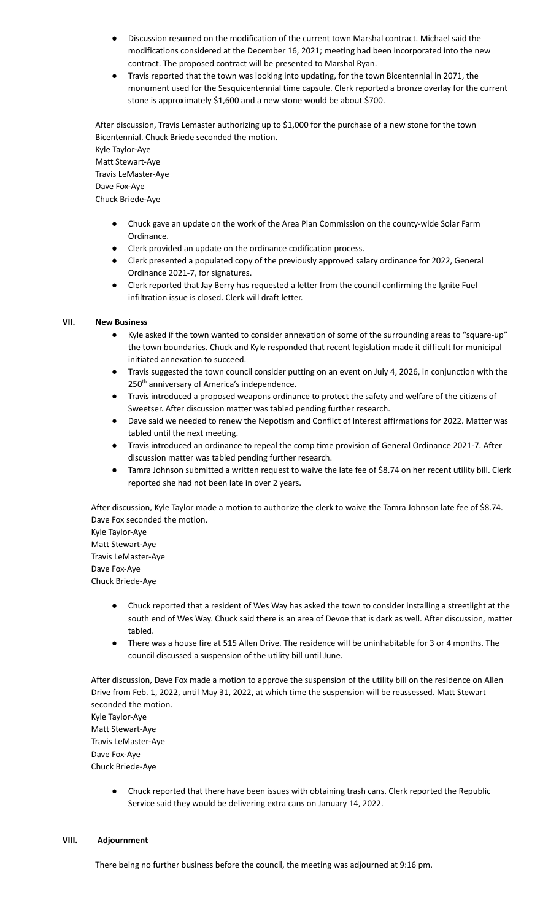- Discussion resumed on the modification of the current town Marshal contract. Michael said the modifications considered at the December 16, 2021; meeting had been incorporated into the new contract. The proposed contract will be presented to Marshal Ryan.
- Travis reported that the town was looking into updating, for the town Bicentennial in 2071, the monument used for the Sesquicentennial time capsule. Clerk reported a bronze overlay for the current stone is approximately $1,600 and a new stone would be about $700.

After discussion, Travis Lemaster authorizing up to $1,000 for the purchase of a new stone for the town Bicentennial. Chuck Briede seconded the motion.
Kyle Taylor-Aye
Matt Stewart-Aye
Travis LeMaster-Aye
Dave Fox-Aye
Chuck Briede-Aye

- Chuck gave an update on the work of the Area Plan Commission on the county-wide Solar Farm Ordinance.
- Clerk provided an update on the ordinance codification process.
- Clerk presented a populated copy of the previously approved salary ordinance for 2022, General Ordinance 2021-7, for signatures.
- Clerk reported that Jay Berry has requested a letter from the council confirming the Ignite Fuel infiltration issue is closed. Clerk will draft letter.

## VII. New Business

- Kyle asked if the town wanted to consider annexation of some of the surrounding areas to "square-up" the town boundaries. Chuck and Kyle responded that recent legislation made it difficult for municipal initiated annexation to succeed.
- Travis suggested the town council consider putting on an event on July 4, 2026, in conjunction with the 250th anniversary of America's independence.
- Travis introduced a proposed weapons ordinance to protect the safety and welfare of the citizens of Sweetser. After discussion matter was tabled pending further research.
- Dave said we needed to renew the Nepotism and Conflict of Interest affirmations for 2022. Matter was tabled until the next meeting.
- Travis introduced an ordinance to repeal the comp time provision of General Ordinance 2021-7. After discussion matter was tabled pending further research.
- Tamra Johnson submitted a written request to waive the late fee of $8.74 on her recent utility bill. Clerk reported she had not been late in over 2 years.

After discussion, Kyle Taylor made a motion to authorize the clerk to waive the Tamra Johnson late fee of $8.74. Dave Fox seconded the motion.
Kyle Taylor-Aye
Matt Stewart-Aye
Travis LeMaster-Aye
Dave Fox-Aye
Chuck Briede-Aye

- Chuck reported that a resident of Wes Way has asked the town to consider installing a streetlight at the south end of Wes Way. Chuck said there is an area of Devoe that is dark as well. After discussion, matter tabled.
- There was a house fire at 515 Allen Drive. The residence will be uninhabitable for 3 or 4 months. The council discussed a suspension of the utility bill until June.

After discussion, Dave Fox made a motion to approve the suspension of the utility bill on the residence on Allen Drive from Feb. 1, 2022, until May 31, 2022, at which time the suspension will be reassessed. Matt Stewart seconded the motion.
Kyle Taylor-Aye
Matt Stewart-Aye
Travis LeMaster-Aye
Dave Fox-Aye
Chuck Briede-Aye

- Chuck reported that there have been issues with obtaining trash cans. Clerk reported the Republic Service said they would be delivering extra cans on January 14, 2022.

## VIII. Adjournment

There being no further business before the council, the meeting was adjourned at 9:16 pm.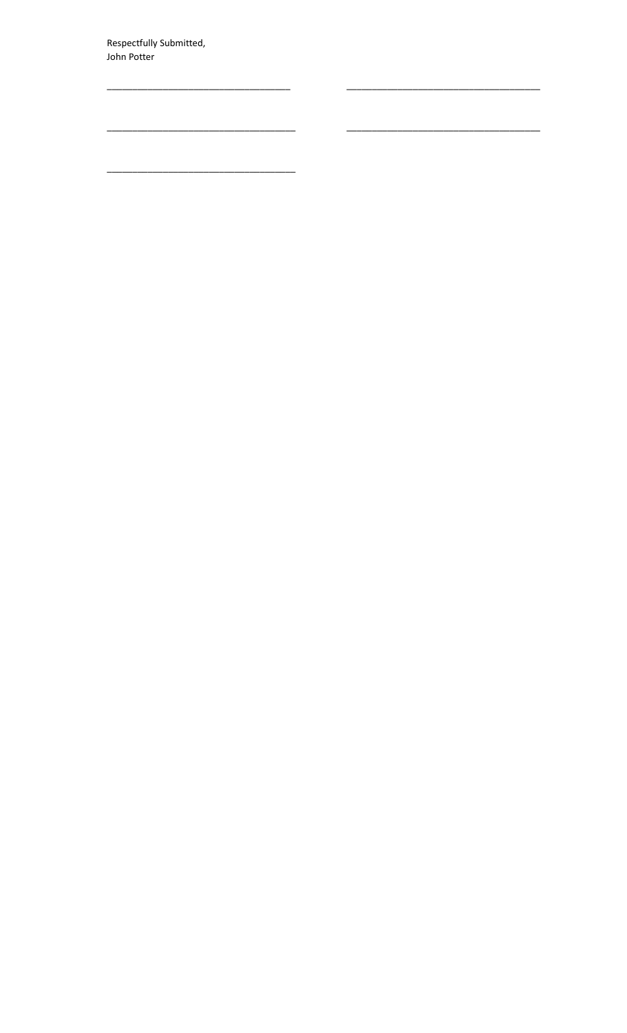Respectfully Submitted,
John Potter

\_\_\_\_\_\_\_\_\_\_\_\_\_\_\_\_\_\_\_\_\_\_\_\_\_\_\_\_\_\_\_\_\_\_\_ \_\_\_\_\_\_\_\_\_\_\_\_\_\_\_\_\_\_\_\_\_\_\_\_\_\_\_\_\_\_\_\_\_\_\_\_\_

\_\_\_\_\_\_\_\_\_\_\_\_\_\_\_\_\_\_\_\_\_\_\_\_\_\_\_\_\_\_\_\_\_\_\_\_ \_\_\_\_\_\_\_\_\_\_\_\_\_\_\_\_\_\_\_\_\_\_\_\_\_\_\_\_\_\_\_\_\_\_\_\_\_

\_\_\_\_\_\_\_\_\_\_\_\_\_\_\_\_\_\_\_\_\_\_\_\_\_\_\_\_\_\_\_\_\_\_\_\_